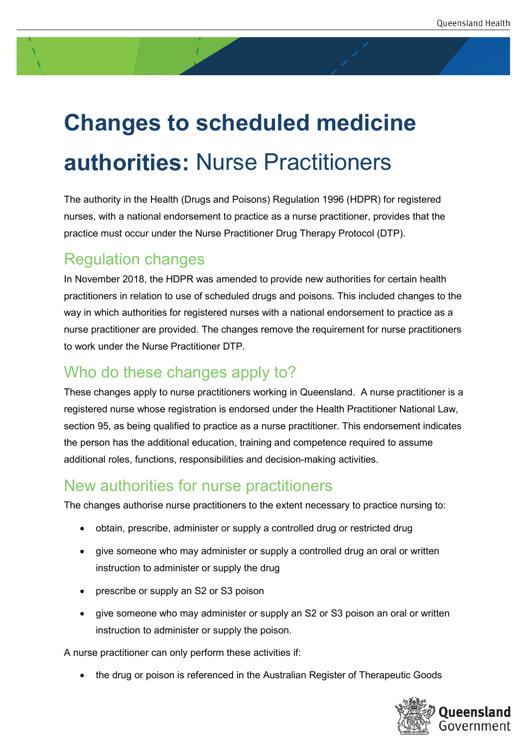# Changes to scheduled medicine authorities: Nurse Practitioners

The authority in the Health (Drugs and Poisons) Regulation 1996 (HDPR) for registered nurses, with a national endorsement to practice as a nurse practitioner, provides that the practice must occur under the Nurse Practitioner Drug Therapy Protocol (DTP).

## Regulation changes

In November 2018, the HDPR was amended to provide new authorities for certain health practitioners in relation to use of scheduled drugs and poisons. This included changes to the way in which authorities for registered nurses with a national endorsement to practice as a nurse practitioner are provided. The changes remove the requirement for nurse practitioners to work under the Nurse Practitioner DTP.

## Who do these changes apply to?

These changes apply to nurse practitioners working in Queensland. A nurse practitioner is a registered nurse whose registration is endorsed under the Health Practitioner National Law, section 95, as being qualified to practice as a nurse practitioner. This endorsement indicates the person has the additional education, training and competence required to assume additional roles, functions, responsibilities and decision-making activities.

## New authorities for nurse practitioners

The changes authorise nurse practitioners to the extent necessary to practice nursing to:

- obtain, prescribe, administer or supply a controlled drug or restricted drug
- give someone who may administer or supply a controlled drug an oral or written instruction to administer or supply the drug
- prescribe or supply an S2 or S3 poison
- give someone who may administer or supply an S2 or S3 poison an oral or written instruction to administer or supply the poison.

A nurse practitioner can only perform these activities if:

- the drug or poison is referenced in the Australian Register of Therapeutic Goods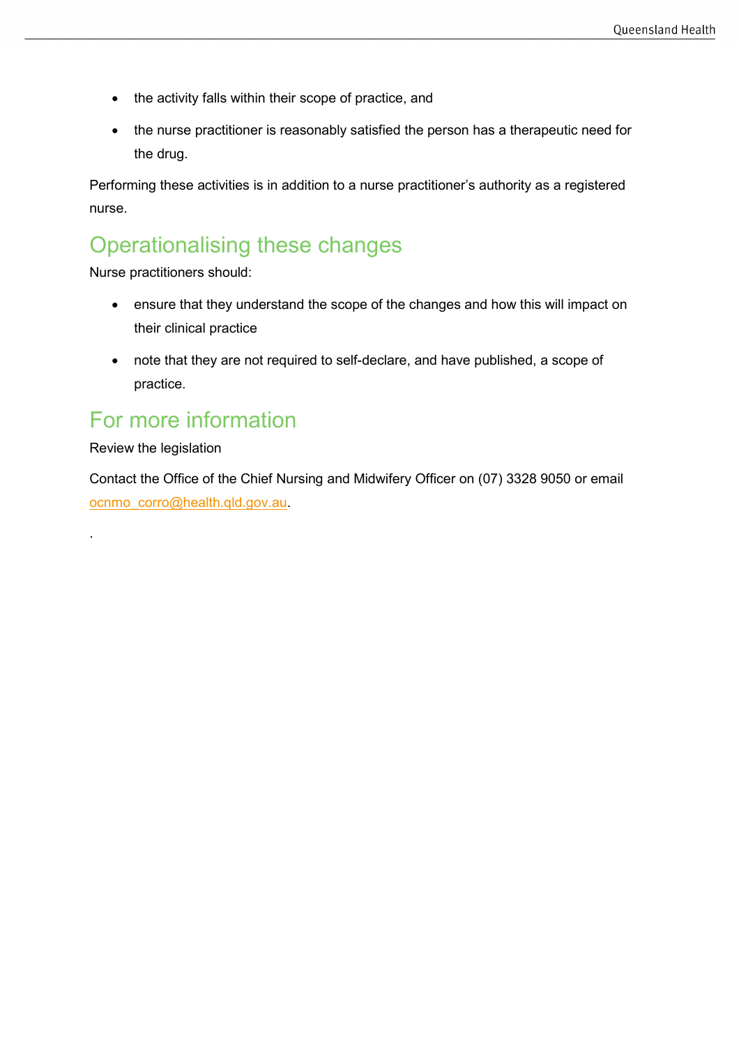- the activity falls within their scope of practice, and
- the nurse practitioner is reasonably satisfied the person has a therapeutic need for the drug.

Performing these activities is in addition to a nurse practitioner's authority as a registered nurse.

## Operationalising these changes

Nurse practitioners should:

- ensure that they understand the scope of the changes and how this will impact on their clinical practice
- note that they are not required to self-declare, and have published, a scope of practice.

## For more information

Review the legislation

Contact the Office of the Chief Nursing and Midwifery Officer on (07) 3328 9050 or email ocnmo_corro@health.qld.gov.au.

.